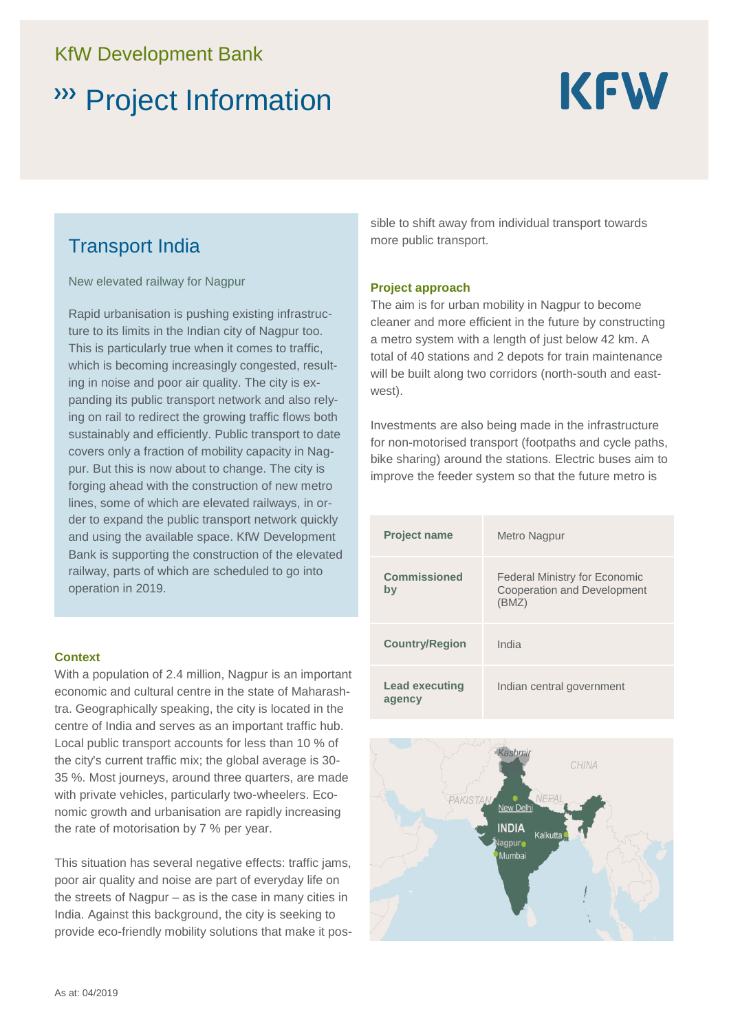KfW Development Bank

# Project Information

KFW

## Transport India

New elevated railway for Nagpur

Rapid urbanisation is pushing existing infrastructure to its limits in the Indian city of Nagpur too. This is particularly true when it comes to traffic, which is becoming increasingly congested, resulting in noise and poor air quality. The city is expanding its public transport network and also relying on rail to redirect the growing traffic flows both sustainably and efficiently. Public transport to date covers only a fraction of mobility capacity in Nagpur. But this is now about to change. The city is forging ahead with the construction of new metro lines, some of which are elevated railways, in order to expand the public transport network quickly and using the available space. KfW Development Bank is supporting the construction of the elevated railway, parts of which are scheduled to go into operation in 2019.

### Context

With a population of 2.4 million, Nagpur is an important economic and cultural centre in the state of Maharashtra. Geographically speaking, the city is located in the centre of India and serves as an important traffic hub. Local public transport accounts for less than 10 % of the city's current traffic mix; the global average is 30-35 %. Most journeys, around three quarters, are made with private vehicles, particularly two-wheelers. Economic growth and urbanisation are rapidly increasing the rate of motorisation by 7 % per year.

This situation has several negative effects: traffic jams, poor air quality and noise are part of everyday life on the streets of Nagpur – as is the case in many cities in India. Against this background, the city is seeking to provide eco-friendly mobility solutions that make it possible to shift away from individual transport towards more public transport.

### Project approach

The aim is for urban mobility in Nagpur to become cleaner and more efficient in the future by constructing a metro system with a length of just below 42 km. A total of 40 stations and 2 depots for train maintenance will be built along two corridors (north-south and east-west).

Investments are also being made in the infrastructure for non-motorised transport (footpaths and cycle paths, bike sharing) around the stations. Electric buses aim to improve the feeder system so that the future metro is

| | |
|---|---|
| **Project name** | Metro Nagpur |
| **Commissioned by** | Federal Ministry for Economic Cooperation and Development (BMZ) |
| **Country/Region** | India |
| **Lead executing agency** | Indian central government |

As at: 04/2019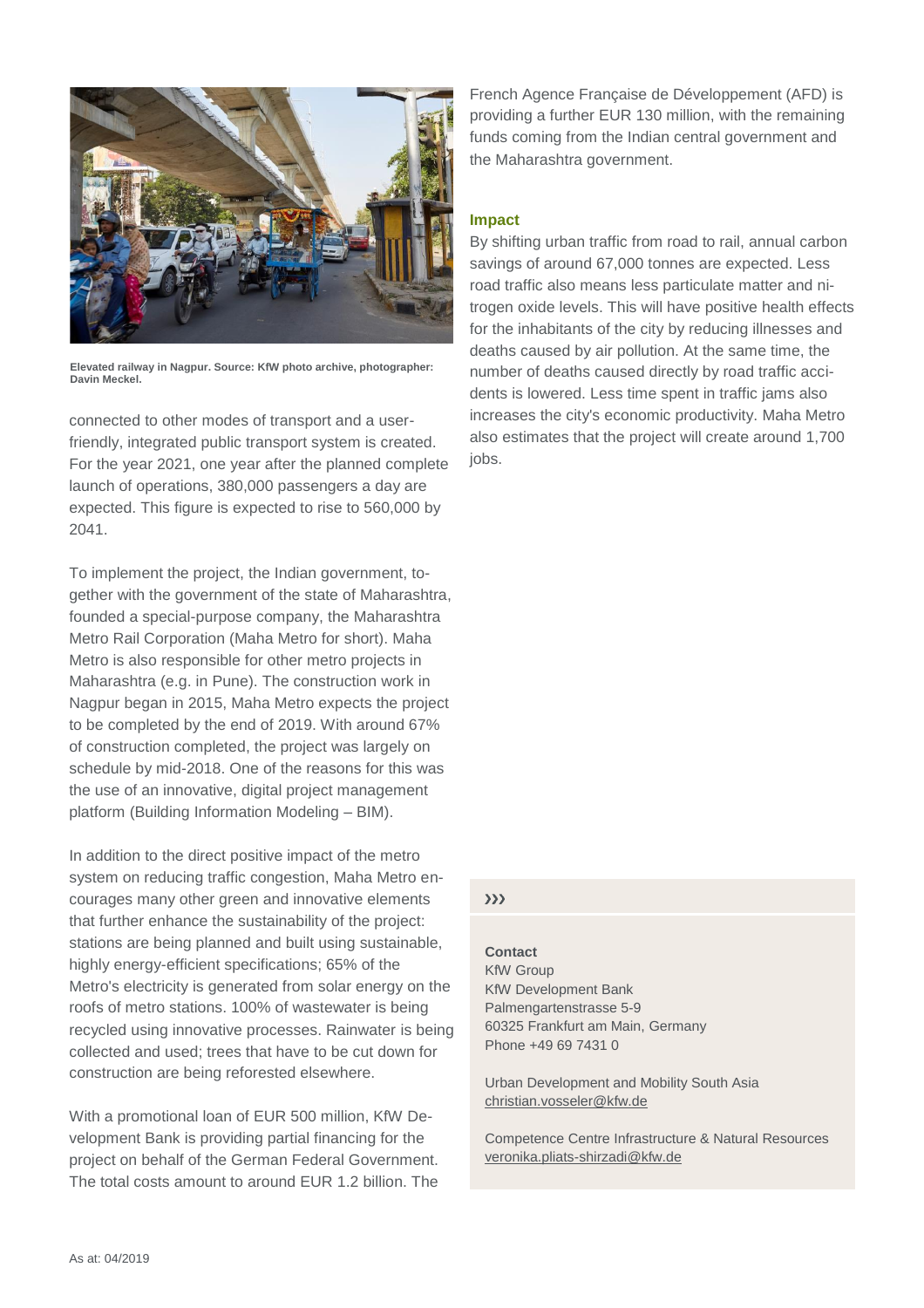Elevated railway in Nagpur. Source: KfW photo archive, photographer: Davin Meckel.

connected to other modes of transport and a user-friendly, integrated public transport system is created. For the year 2021, one year after the planned complete launch of operations, 380,000 passengers a day are expected. This figure is expected to rise to 560,000 by 2041.

To implement the project, the Indian government, together with the government of the state of Maharashtra, founded a special-purpose company, the Maharashtra Metro Rail Corporation (Maha Metro for short). Maha Metro is also responsible for other metro projects in Maharashtra (e.g. in Pune). The construction work in Nagpur began in 2015, Maha Metro expects the project to be completed by the end of 2019. With around 67% of construction completed, the project was largely on schedule by mid-2018. One of the reasons for this was the use of an innovative, digital project management platform (Building Information Modeling – BIM).

In addition to the direct positive impact of the metro system on reducing traffic congestion, Maha Metro encourages many other green and innovative elements that further enhance the sustainability of the project: stations are being planned and built using sustainable, highly energy-efficient specifications; 65% of the Metro's electricity is generated from solar energy on the roofs of metro stations. 100% of wastewater is being recycled using innovative processes. Rainwater is being collected and used; trees that have to be cut down for construction are being reforested elsewhere.

With a promotional loan of EUR 500 million, KfW Development Bank is providing partial financing for the project on behalf of the German Federal Government. The total costs amount to around EUR 1.2 billion. The French Agence Française de Développement (AFD) is providing a further EUR 130 million, with the remaining funds coming from the Indian central government and the Maharashtra government.

### Impact

By shifting urban traffic from road to rail, annual carbon savings of around 67,000 tonnes are expected. Less road traffic also means less particulate matter and nitrogen oxide levels. This will have positive health effects for the inhabitants of the city by reducing illnesses and deaths caused by air pollution. At the same time, the number of deaths caused directly by road traffic accidents is lowered. Less time spent in traffic jams also increases the city's economic productivity. Maha Metro also estimates that the project will create around 1,700 jobs.

›››

**Contact**
KfW Group
KfW Development Bank
Palmengartenstrasse 5-9
60325 Frankfurt am Main, Germany
Phone +49 69 7431 0

Urban Development and Mobility South Asia
christian.vosseler@kfw.de

Competence Centre Infrastructure & Natural Resources
veronika.pliats-shirzadi@kfw.de

As at: 04/2019